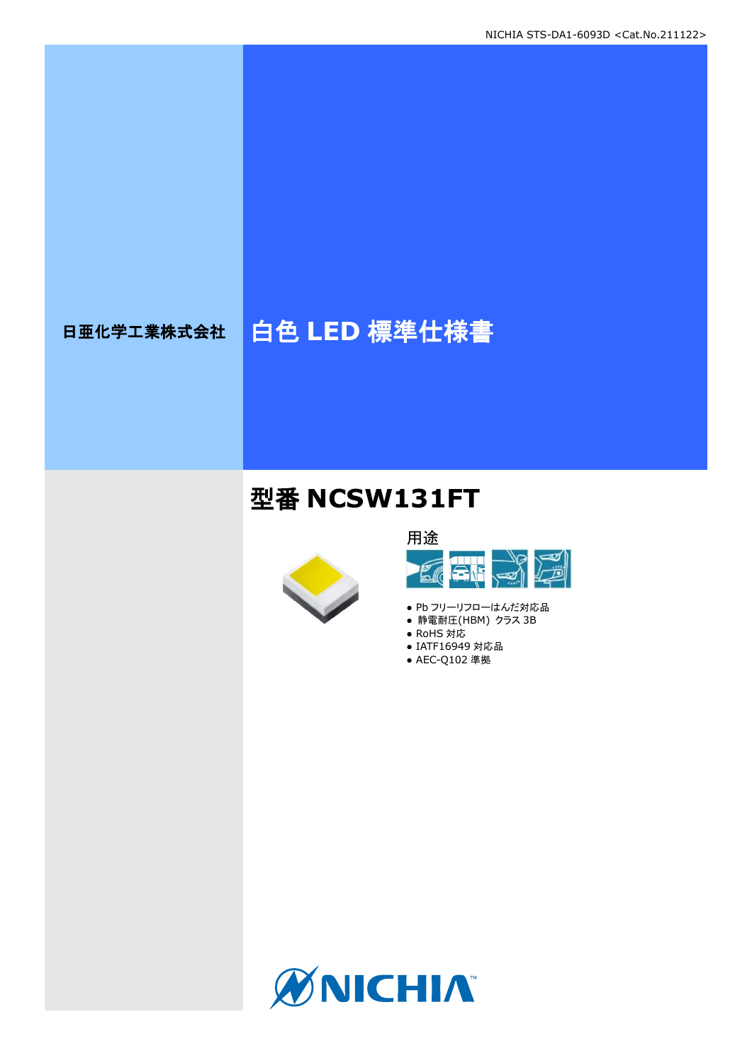NICHIA STS-DA1-6093D <Cat.No.211122>

日亜化学工業株式会社

# 白色 LED 標準仕様書

## 型番 NCSW131FT

用途

- Pb フリーリフローはんだ対応品
- 静電耐圧(HBM) クラス 3B
- RoHS 対応
- IATF16949 対応品
- AEC-Q102 準拠

NICHIA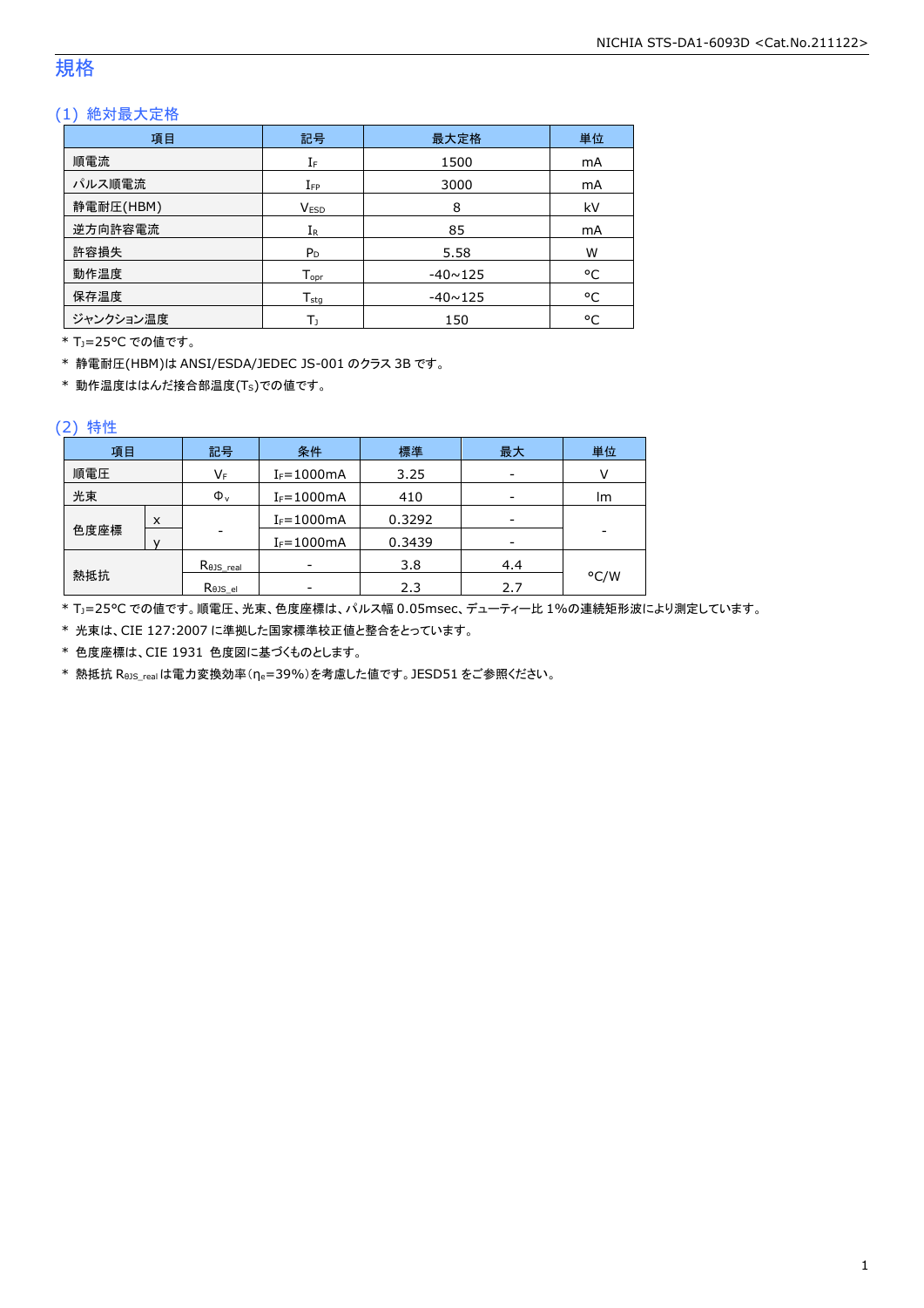## 規格

### (1) 絶対最大定格

| 項目 | 記号 | 最大定格 | 単位 |
|---|---|---|---|
| 順電流 | $I_F$ | 1500 | mA |
| パルス順電流 | $I_{FP}$ | 3000 | mA |
| 静電耐圧(HBM) | $V_{ESD}$ | 8 | kV |
| 逆方向許容電流 | $I_R$ | 85 | mA |
| 許容損失 | $P_D$ | 5.58 | W |
| 動作温度 | $T_{opr}$ | -40~125 | °C |
| 保存温度 | $T_{stg}$ | -40~125 | °C |
| ジャンクション温度 | $T_J$ | 150 | °C |

\* $T_J$=25°C での値です。

\* 静電耐圧(HBM)は ANSI/ESDA/JEDEC JS-001 のクラス 3B です。

\* 動作温度ははんだ接合部温度($T_S$)での値です。

### (2) 特性

| 項目 | | 記号 | 条件 | 標準 | 最大 | 単位 |
|---|---|---|---|---|---|---|
| 順電圧 | | $V_F$ | $I_F$=1000mA | 3.25 | - | V |
| 光束 | | $\Phi_v$ | $I_F$=1000mA | 410 | - | lm |
| 色度座標 | x | - | $I_F$=1000mA | 0.3292 | - | - |
| | y | | $I_F$=1000mA | 0.3439 | - | |
| 熱抵抗 | | $R_{\theta JS\_real}$ | - | 3.8 | 4.4 | °C/W |
| | | $R_{\theta JS\_el}$ | - | 2.3 | 2.7 | |

\* $T_J$=25°C での値です。順電圧、光束、色度座標は、パルス幅 0.05msec、デューティー比 1%の連続矩形波により測定しています。

\* 光束は、CIE 127:2007 に準拠した国家標準校正値と整合をとっています。

\* 色度座標は、CIE 1931 色度図に基づくものとします。

\* 熱抵抗 $R_{\theta JS\_real}$ は電力変換効率($\eta_e$=39%)を考慮した値です。JESD51 をご参照ください。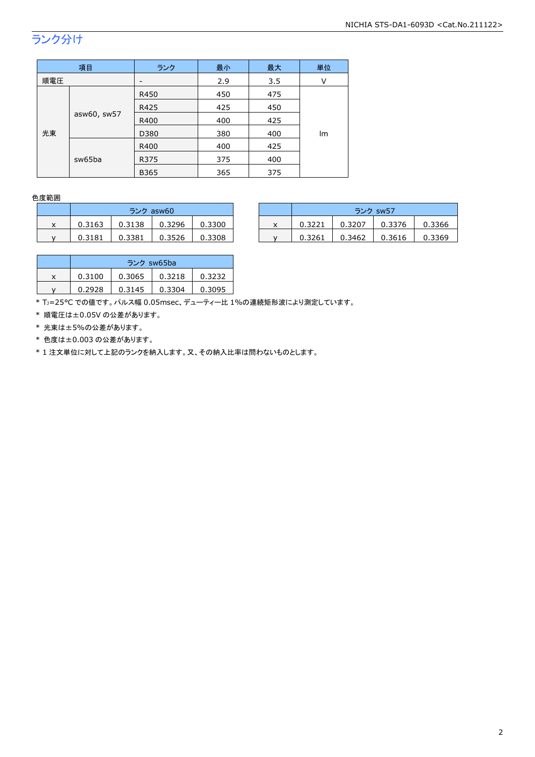## ランク分け

| 項目 | | ランク | 最小 | 最大 | 単位 |
|---|---|---|---|---|---|
| 順電圧 | | - | 2.9 | 3.5 | V |
| 光束 | asw60, sw57 | R450 | 450 | 475 | lm |
| | | R425 | 425 | 450 | |
| | | R400 | 400 | 425 | |
| | | D380 | 380 | 400 | |
| | sw65ba | R400 | 400 | 425 | |
| | | R375 | 375 | 400 | |
| | | B365 | 365 | 375 | |

色度範囲

| | ランク asw60 | | | |
|---|---|---|---|---|
| x | 0.3163 | 0.3138 | 0.3296 | 0.3300 |
| y | 0.3181 | 0.3381 | 0.3526 | 0.3308 |

| | ランク sw57 | | | |
|---|---|---|---|---|
| x | 0.3221 | 0.3207 | 0.3376 | 0.3366 |
| y | 0.3261 | 0.3462 | 0.3616 | 0.3369 |

| | ランク sw65ba | | | |
|---|---|---|---|---|
| x | 0.3100 | 0.3065 | 0.3218 | 0.3232 |
| y | 0.2928 | 0.3145 | 0.3304 | 0.3095 |

* $T_J$=25°C での値です。パルス幅 0.05msec、デューティー比 1%の連続矩形波により測定しています。
* 順電圧は±0.05V の公差があります。
* 光束は±5%の公差があります。
* 色度は±0.003 の公差があります。
* 1 注文単位に対して上記のランクを納入します。又、その納入比率は問わないものとします。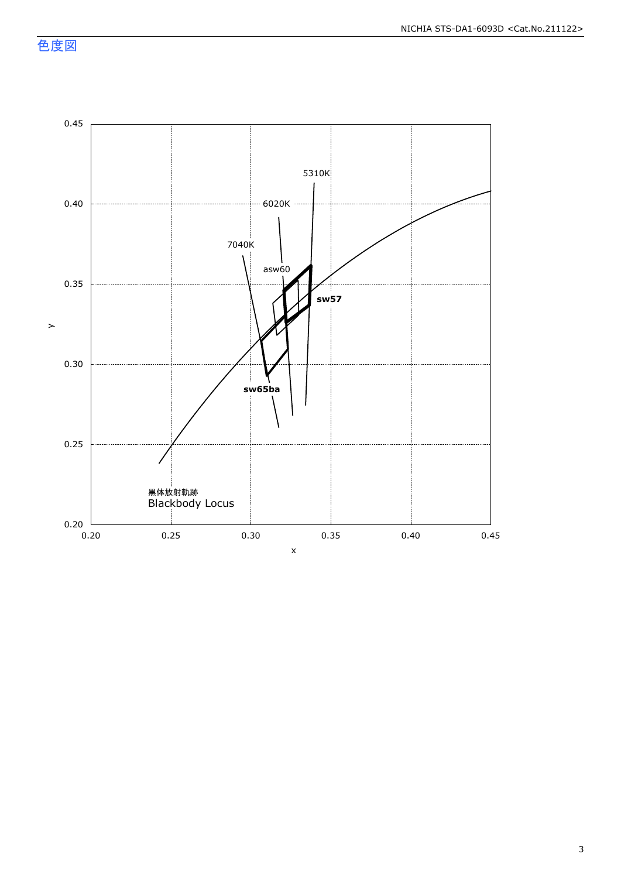## 色度図

0.45

0.40

0.35

0.30

0.25

0.20

y

0.20 0.25 0.30 0.35 0.40 0.45

x

5310K

6020K

7040K

asw60

**sw57**

**sw65ba**

黒体放射軌跡
Blackbody Locus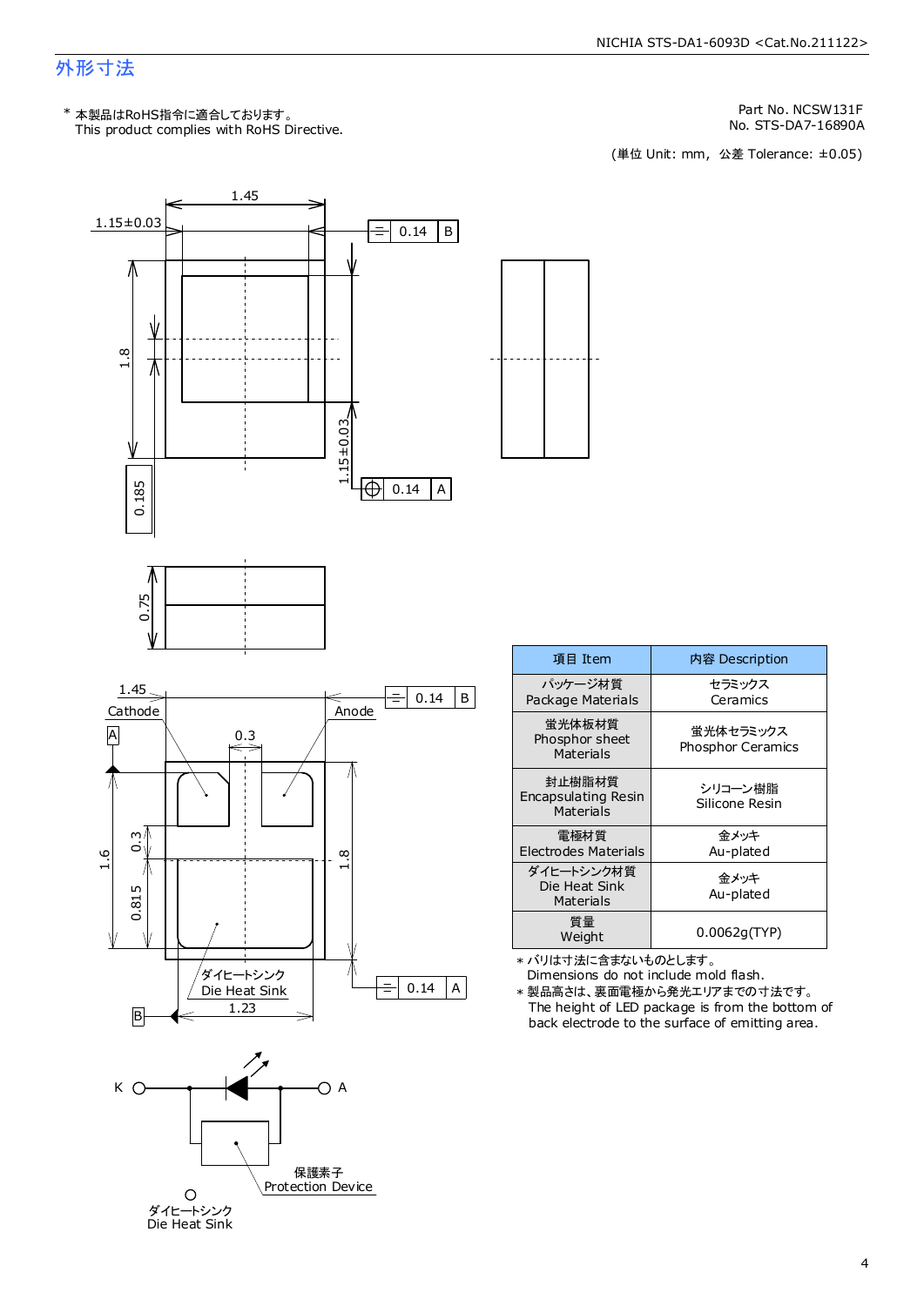## 外形寸法

\* 本製品はRoHS指令に適合しております。
This product complies with RoHS Directive.

Part No. NCSW131F
No. STS-DA7-16890A

(単位 Unit: mm, 公差 Tolerance: ±0.05)

| 項目 Item | 内容 Description |
| --- | --- |
| パッケージ材質<br>Package Materials | セラミックス<br>Ceramics |
| 蛍光体板材質<br>Phosphor sheet Materials | 蛍光体セラミックス<br>Phosphor Ceramics |
| 封止樹脂材質<br>Encapsulating Resin Materials | シリコーン樹脂<br>Silicone Resin |
| 電極材質<br>Electrodes Materials | 金メッキ<br>Au-plated |
| ダイヒートシンク材質<br>Die Heat Sink Materials | 金メッキ<br>Au-plated |
| 質量<br>Weight | 0.0062g(TYP) |

\* バリは寸法に含まないものとします。
Dimensions do not include mold flash.

\* 製品高さは、裏面電極から発光エリアまでの寸法です。
The height of LED package is from the bottom of back electrode to the surface of emitting area.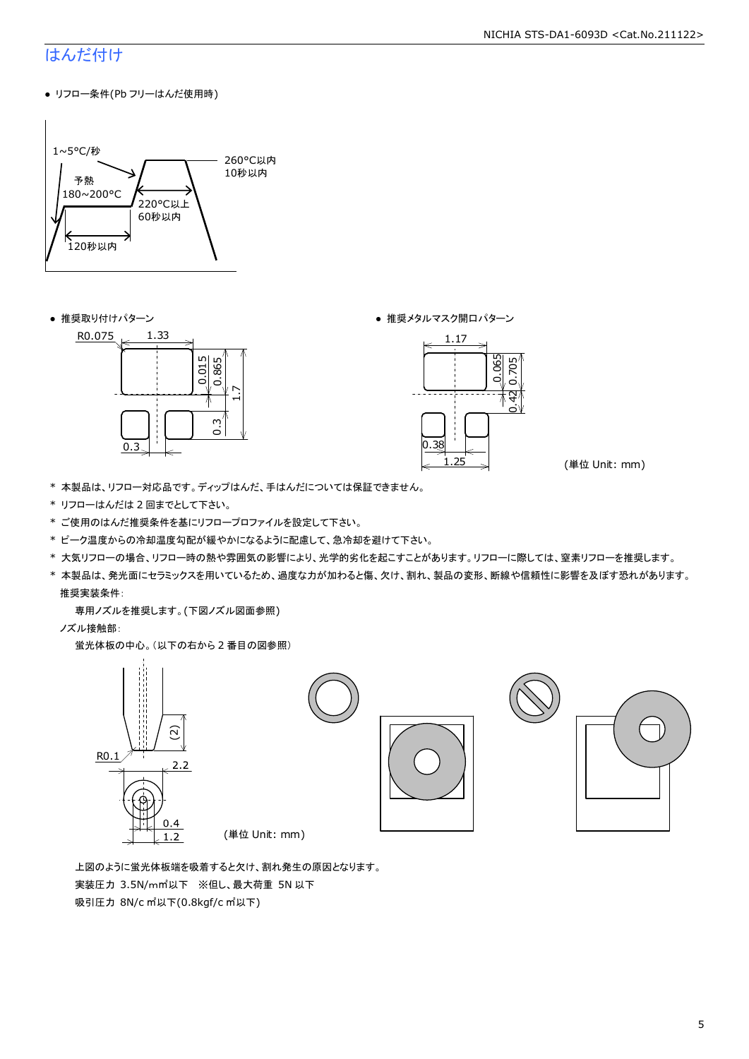## はんだ付け

- リフロー条件(Pb フリーはんだ使用時)

1~5°C/秒
予熱
180~200°C
120秒以内
220°C以上
60秒以内
260°C以内
10秒以内

- 推奨取り付けパターン

R0.075　1.33　0.015　0.865　1.7　0.3　0.3

- 推奨メタルマスク開口パターン

1.17　0.065　0.705　0.42　0.38　1.25

(単位 Unit: mm)

\* 本製品は、リフロー対応品です。ディップはんだ、手はんだについては保証できません。

\* リフローはんだは 2 回までとして下さい。

\* ご使用のはんだ推奨条件を基にリフロープロファイルを設定して下さい。

\* ピーク温度からの冷却温度勾配が緩やかになるように配慮して、急冷却を避けて下さい。

\* 大気リフローの場合、リフロー時の熱や雰囲気の影響により、光学的劣化を起こすことがあります。リフローに際しては、窒素リフローを推奨します。

\* 本製品は、発光面にセラミックスを用いているため、過度な力が加わると傷、欠け、割れ、製品の変形、断線や信頼性に影響を及ぼす恐れがあります。

推奨実装条件:

専用ノズルを推奨します。(下図ノズル図面参照)

ノズル接触部:

蛍光体板の中心。(以下の右から 2 番目の図参照)

(2)　R0.1　2.2　0.4　1.2

(単位 Unit: mm)

上図のように蛍光体板端を吸着すると欠け、割れ発生の原因となります。

実装圧力 3.5N/m㎡以下　※但し、最大荷重 5N 以下

吸引圧力 8N/c ㎡以下(0.8kgf/c ㎡以下)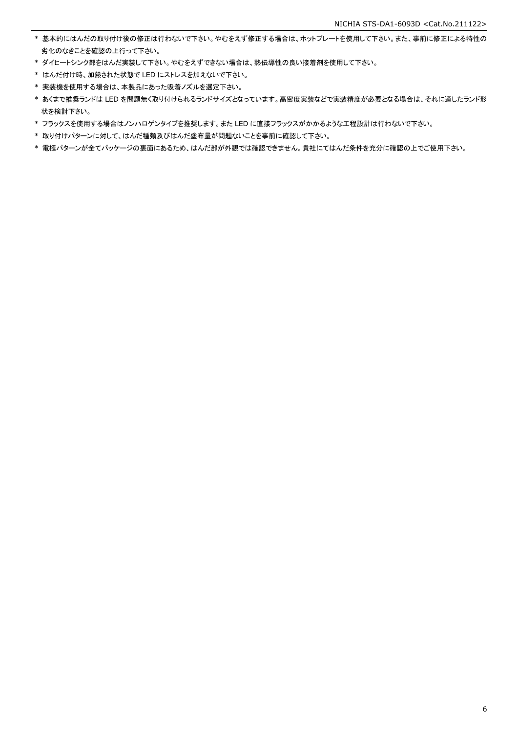* 基本的にはんだの取り付け後の修正は行わないで下さい。やむをえず修正する場合は、ホットプレートを使用して下さい。また、事前に修正による特性の劣化のなきことを確認の上行って下さい。
* ダイヒートシンク部をはんだ実装して下さい。やむをえずできない場合は、熱伝導性の良い接着剤を使用して下さい。
* はんだ付け時、加熱された状態で LED にストレスを加えないで下さい。
* 実装機を使用する場合は、本製品にあった吸着ノズルを選定下さい。
* あくまで推奨ランドは LED を問題無く取り付けられるランドサイズとなっています。高密度実装などで実装精度が必要となる場合は、それに適したランド形状を検討下さい。
* フラックスを使用する場合はノンハロゲンタイプを推奨します。また LED に直接フラックスがかかるような工程設計は行わないで下さい。
* 取り付けパターンに対して、はんだ種類及びはんだ塗布量が問題ないことを事前に確認して下さい。
* 電極パターンが全てパッケージの裏面にあるため、はんだ部が外観では確認できません。貴社にてはんだ条件を充分に確認の上でご使用下さい。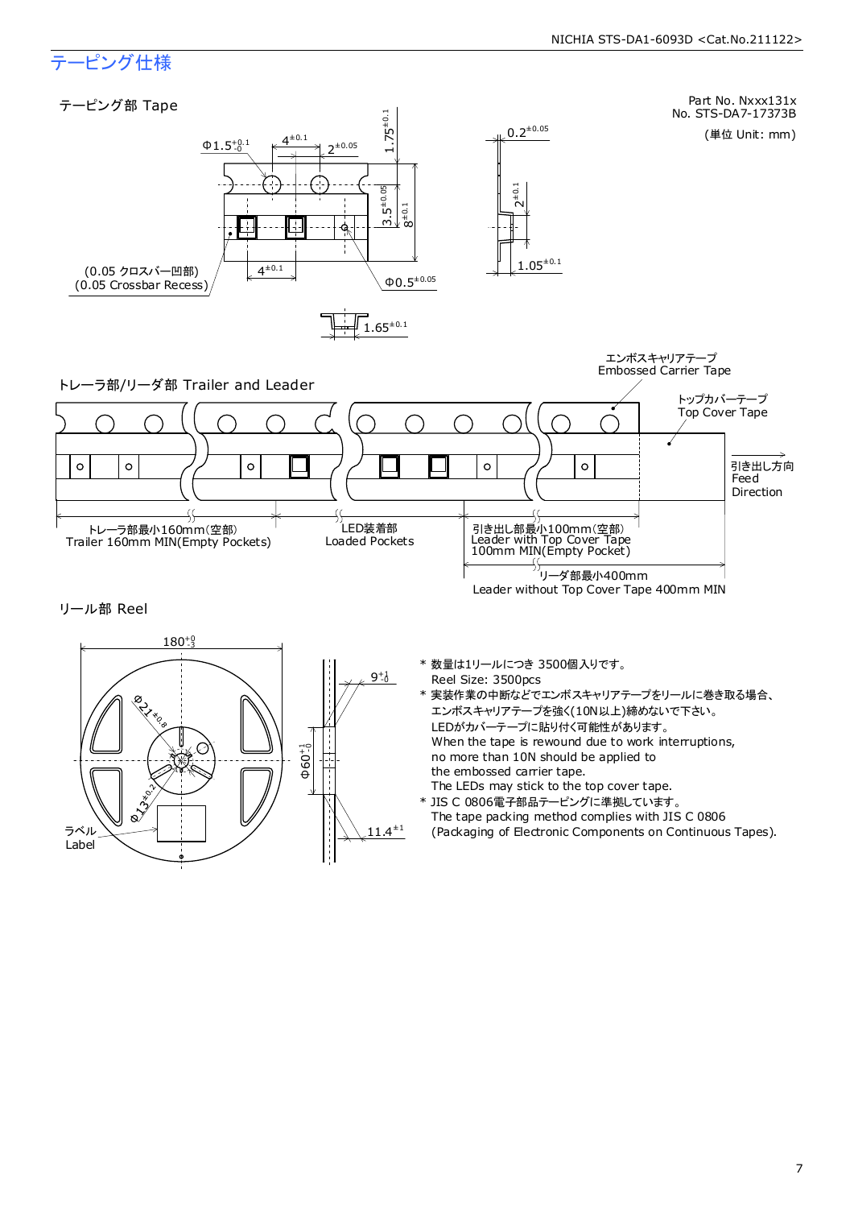# テーピング仕様

Part No. Nxxx131x
No. STS-DA7-17373B

(単位 Unit: mm)

## テーピング部 Tape

Φ1.5$^{+0.1}_{-0}$

$4^{\pm0.1}$

$2^{\pm0.05}$

$1.75^{\pm0.1}$

$3.5^{\pm0.05}$

$8^{\pm0.1}$

$4^{\pm0.1}$

(0.05 クロスバー凹部)
(0.05 Crossbar Recess)

Φ$0.5^{\pm0.05}$

$0.2^{\pm0.05}$

$2^{\pm0.1}$

$1.05^{\pm0.1}$

$1.65^{\pm0.1}$

## トレーラ部/リーダ部 Trailer and Leader

エンボスキャリアテープ
Embossed Carrier Tape

トップカバーテープ
Top Cover Tape

引き出し方向
Feed Direction

トレーラ部最小160mm(空部)
Trailer 160mm MIN(Empty Pockets)

LED装着部
Loaded Pockets

引き出し部最小100mm(空部)
Leader with Top Cover Tape 100mm MIN(Empty Pocket)

リーダ部最小400mm
Leader without Top Cover Tape 400mm MIN

## リール部 Reel

180$^{+0}_{-3}$

Φ$21^{\pm0.8}$

Φ$13^{\pm0.2}$

Φ60$^{+1}_{-0}$

9$^{+1}_{-0}$

$11.4^{\pm1}$

ラベル
Label

* 数量は1リールにつき 3500個入りです。
  Reel Size: 3500pcs
* 実装作業の中断などでエンボスキャリアテープをリールに巻き取る場合、エンボスキャリアテープを強く(10N以上)締めないで下さい。
  LEDがカバーテープに貼り付く可能性があります。
  When the tape is rewound due to work interruptions, no more than 10N should be applied to the embossed carrier tape.
  The LEDs may stick to the top cover tape.
* JIS C 0806電子部品テーピングに準拠しています。
  The tape packing method complies with JIS C 0806 (Packaging of Electronic Components on Continuous Tapes).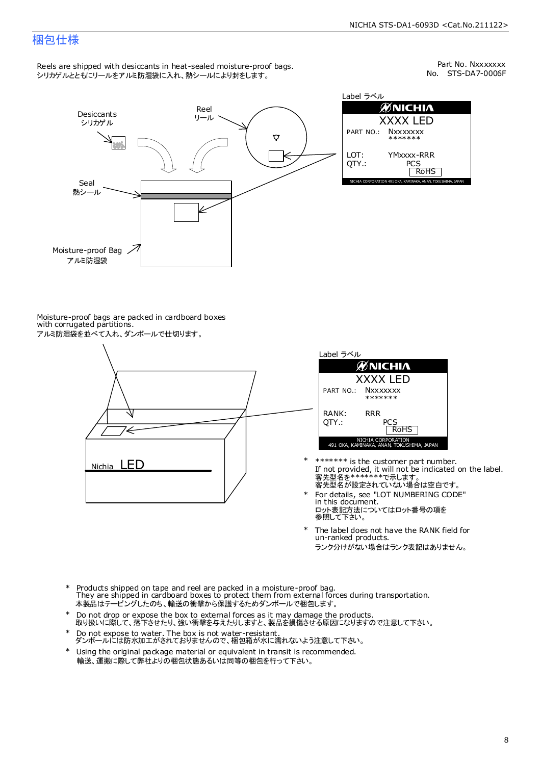# 梱包仕様

Part No. Nxxxxxxx
No. STS-DA7-0006F

Reels are shipped with desiccants in heat-sealed moisture-proof bags.
シリカゲルとともにリールをアルミ防湿袋に入れ、熱シールにより封をします。

Desiccants
シリカゲル

Reel
リール

Seal
熱シール

Moisture-proof Bag
アルミ防湿袋

Label ラベル

NICHIA
XXXX LED
PART NO.: Nxxxxxxx
*******
LOT: YMxxxx-RRR
QTY.: PCS
RoHS
NICHIA CORPORATION 491 OKA, KAMINAKA, ANAN, TOKUSHIMA, JAPAN

Moisture-proof bags are packed in cardboard boxes with corrugated partitions.
アルミ防湿袋を並べて入れ、ダンボールで仕切ります。

Nichia LED

Label ラベル

NICHIA
XXXX LED
PART NO.: Nxxxxxxx
*******
RANK: RRR
QTY.: PCS
RoHS
NICHIA CORPORATION
491 OKA, KAMINAKA, ANAN, TOKUSHIMA, JAPAN

- \* ******* is the customer part number.
  If not provided, it will not be indicated on the label.
  客先型名を*******で示します。
  客先型名が設定されていない場合は空白です。
- \* For details, see "LOT NUMBERING CODE" in this document.
  ロット表記方法についてはロット番号の項を参照して下さい。
- \* The label does not have the RANK field for un-ranked products.
  ランク分けがない場合はランク表記はありません。

- \* Products shipped on tape and reel are packed in a moisture-proof bag.
  They are shipped in cardboard boxes to protect them from external forces during transportation.
  本製品はテーピングしたのち、輸送の衝撃から保護するためダンボールで梱包します。
- \* Do not drop or expose the box to external forces as it may damage the products.
  取り扱いに際して、落下させたり、強い衝撃を与えたりしますと、製品を損傷させる原因になりますので注意して下さい。
- \* Do not expose to water. The box is not water-resistant.
  ダンボールには防水加工がされておりませんので、梱包箱が水に濡れないよう注意して下さい。
- \* Using the original package material or equivalent in transit is recommended.
  輸送、運搬に際して弊社よりの梱包状態あるいは同等の梱包を行って下さい。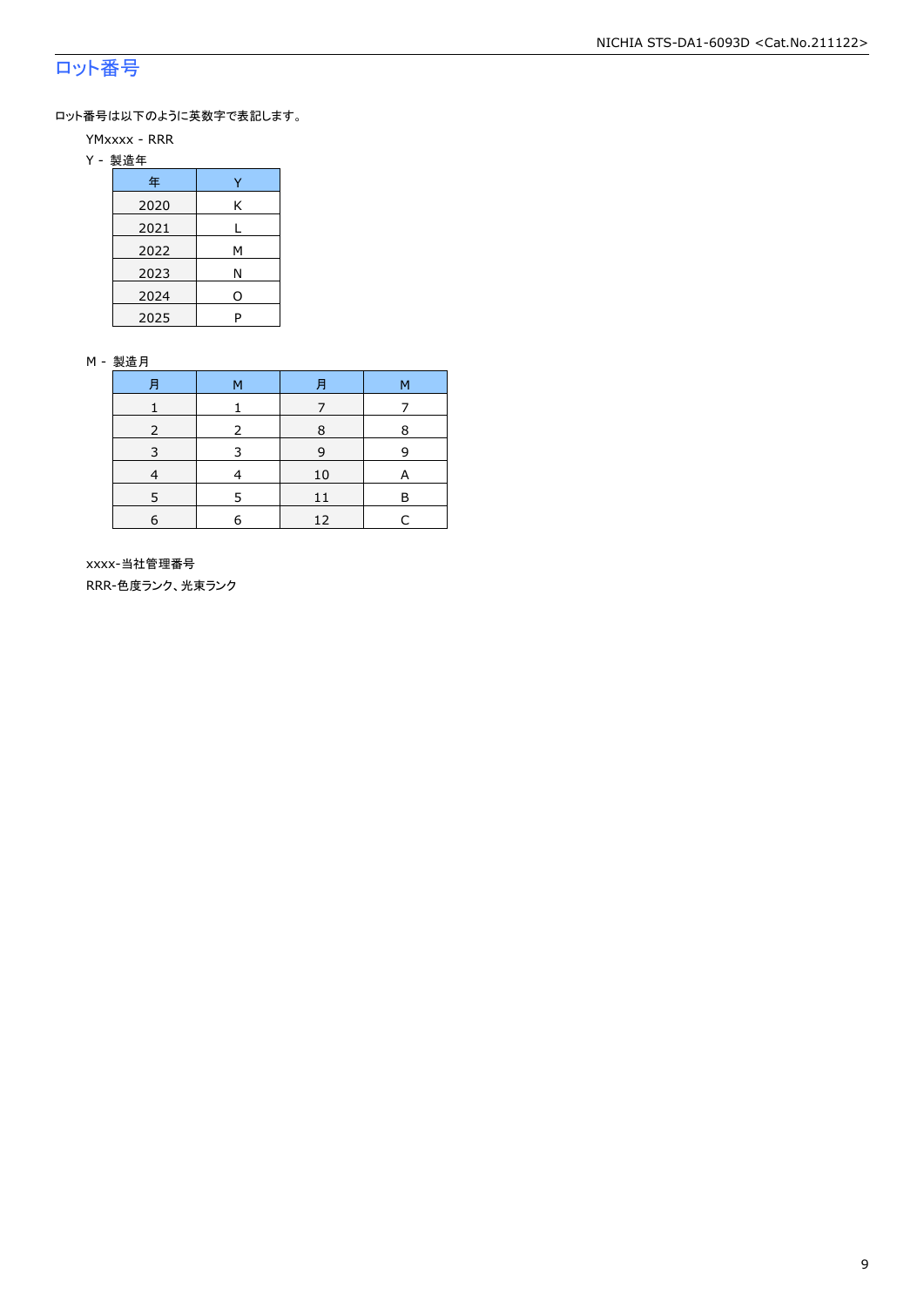## ロット番号

ロット番号は以下のように英数字で表記します。

YMxxxx - RRR

Y - 製造年

| 年 | Y |
|---|---|
| 2020 | K |
| 2021 | L |
| 2022 | M |
| 2023 | N |
| 2024 | O |
| 2025 | P |

M - 製造月

| 月 | M | 月 | M |
|---|---|---|---|
| 1 | 1 | 7 | 7 |
| 2 | 2 | 8 | 8 |
| 3 | 3 | 9 | 9 |
| 4 | 4 | 10 | A |
| 5 | 5 | 11 | B |
| 6 | 6 | 12 | C |

xxxx-当社管理番号

RRR-色度ランク、光束ランク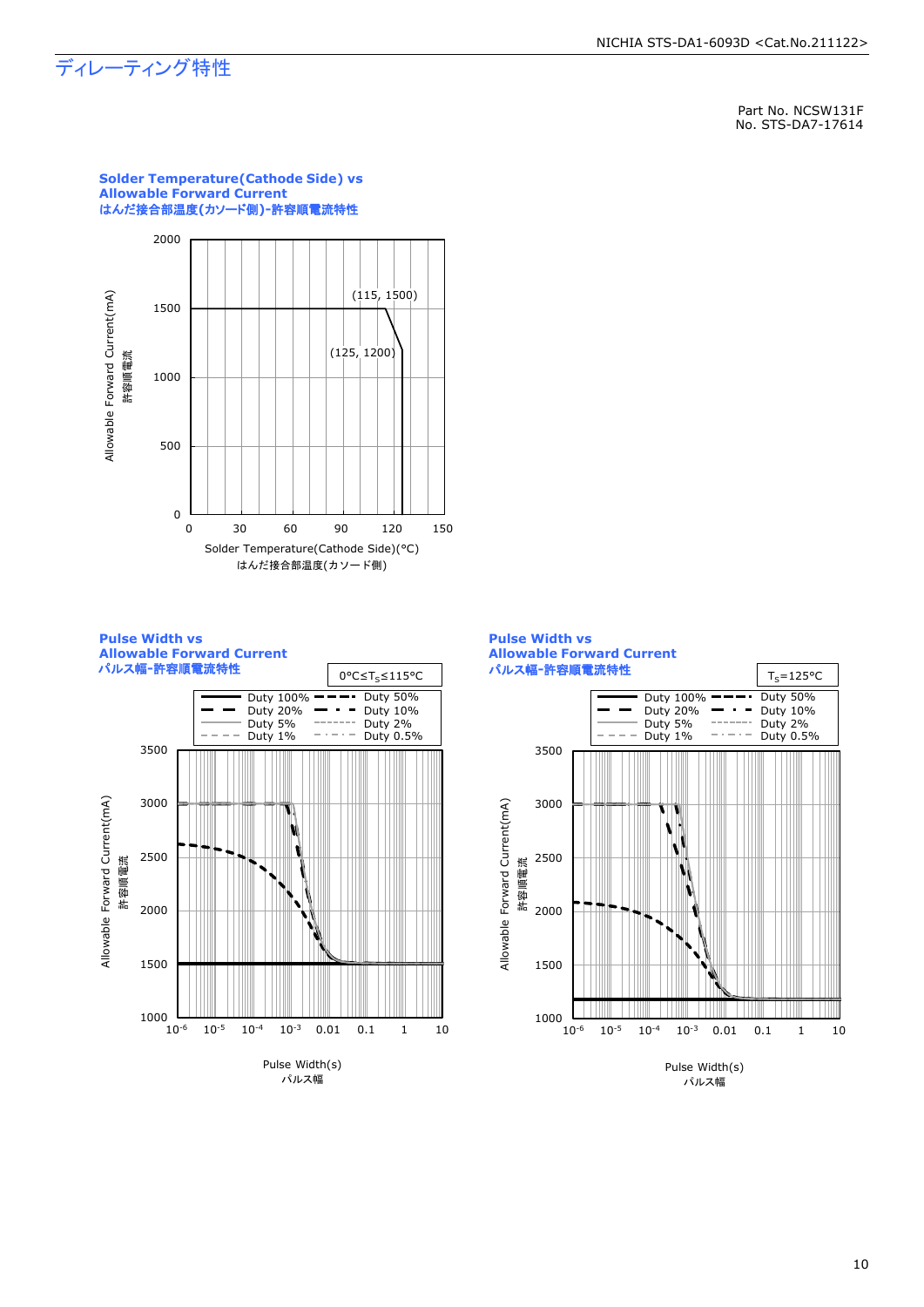# ディレーティング特性

Part No. NCSW131F
No. STS-DA7-17614

**Solder Temperature(Cathode Side) vs Allowable Forward Current**
**はんだ接合部温度(カソード側)-許容順電流特性**

Allowable Forward Current(mA)
許容順電流

(115, 1500)
(125, 1200)

Solder Temperature(Cathode Side)(°C)
はんだ接合部温度(カソード側)

**Pulse Width vs Allowable Forward Current**
**パルス幅-許容順電流特性**

$0°C \le T_S \le 115°C$

Duty 100% / Duty 50% / Duty 20% / Duty 10% / Duty 5% / Duty 2% / Duty 1% / Duty 0.5%

Allowable Forward Current(mA)
許容順電流

Pulse Width(s)
パルス幅

**Pulse Width vs Allowable Forward Current**
**パルス幅-許容順電流特性**

$T_S=125°C$

Duty 100% / Duty 50% / Duty 20% / Duty 10% / Duty 5% / Duty 2% / Duty 1% / Duty 0.5%

Allowable Forward Current(mA)
許容順電流

Pulse Width(s)
パルス幅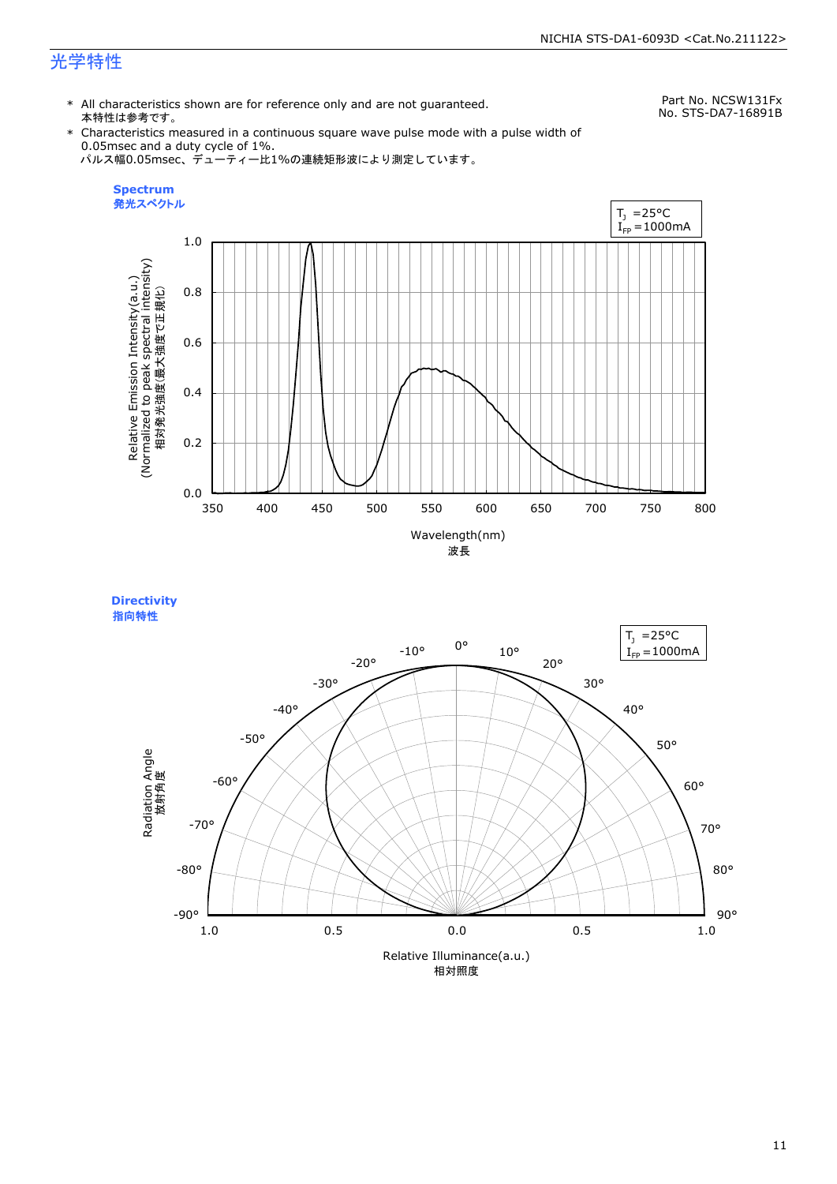# 光学特性

Part No. NCSW131Fx
No. STS-DA7-16891B

* All characteristics shown are for reference only and are not guaranteed.
  本特性は参考です。
* Characteristics measured in a continuous square wave pulse mode with a pulse width of 0.05msec and a duty cycle of 1%.
  パルス幅0.05msec、デューティー比1%の連続矩形波により測定しています。

**Spectrum**
**発光スペクトル**

$T_J$ =25°C
$I_{FP}$ =1000mA

Relative Emission Intensity(a.u.) (Normalized to peak spectral intensity) 相対発光強度(最大強度で正規化)

Wavelength(nm) 波長

**Directivity**
**指向特性**

$T_J$ =25°C
$I_{FP}$ =1000mA

Radiation Angle 放射角度

Relative Illuminance(a.u.) 相対照度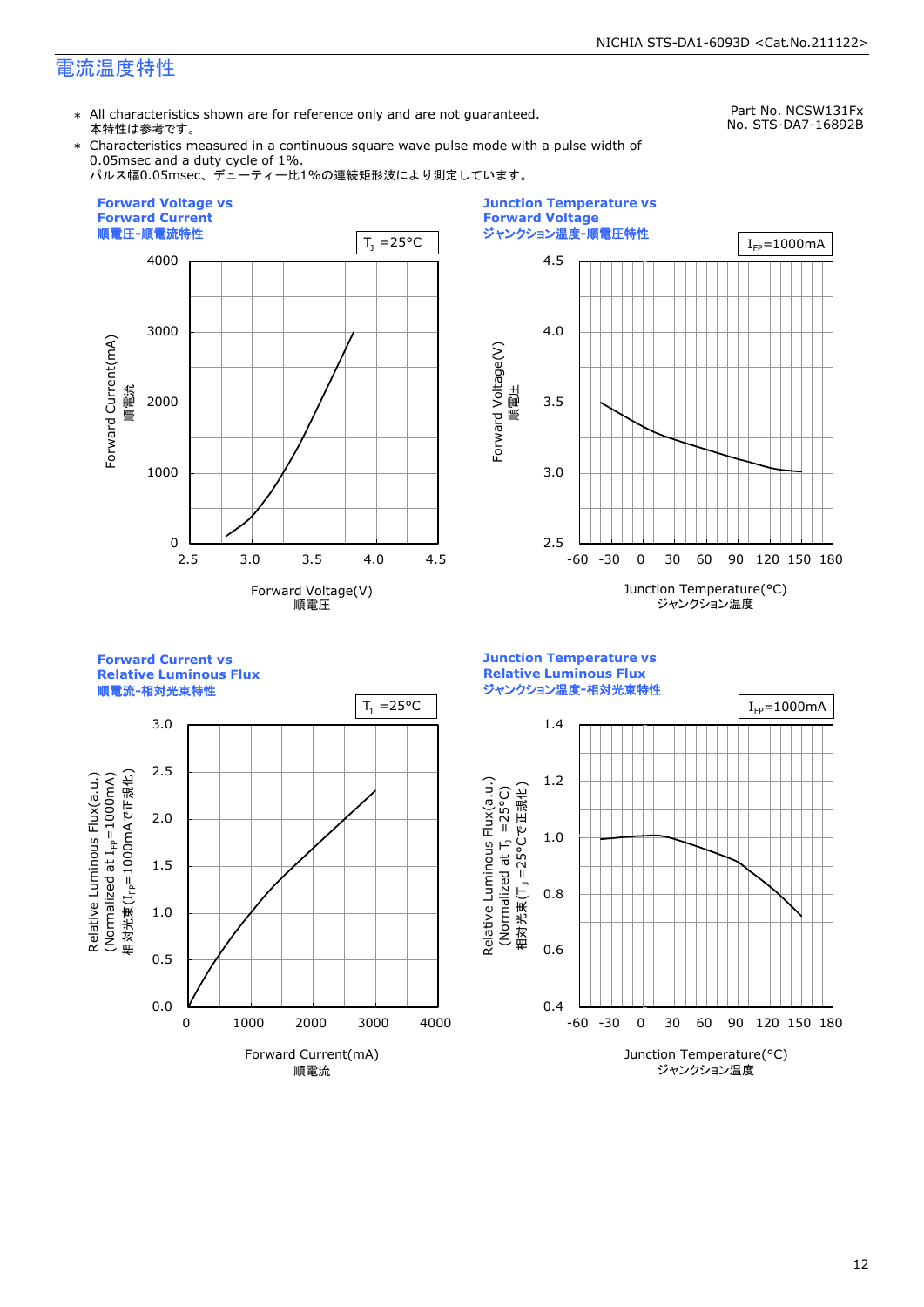# 電流温度特性

Part No. NCSW131Fx
No. STS-DA7-16892B

- ＊ All characteristics shown are for reference only and are not guaranteed.
  本特性は参考です。
- ＊ Characteristics measured in a continuous square wave pulse mode with a pulse width of 0.05msec and a duty cycle of 1%.
  パルス幅0.05msec、デューティー比1%の連続矩形波により測定しています。

**Forward Voltage vs Forward Current**
**順電圧-順電流特性**

$T_J$ =25°C

Forward Current(mA) 順電流 / Forward Voltage(V) 順電圧

**Junction Temperature vs Forward Voltage**
**ジャンクション温度-順電圧特性**

$I_{FP}$=1000mA

Forward Voltage(V) 順電圧 / Junction Temperature(°C) ジャンクション温度

**Forward Current vs Relative Luminous Flux**
**順電流-相対光束特性**

$T_J$ =25°C

Relative Luminous Flux(a.u.) (Normalized at $I_{FP}$=1000mA) 相対光束($I_{FP}$=1000mAで正規化) / Forward Current(mA) 順電流

**Junction Temperature vs Relative Luminous Flux**
**ジャンクション温度-相対光束特性**

$I_{FP}$=1000mA

Relative Luminous Flux(a.u.) (Normalized at $T_J$ =25°C) 相対光束($T_J$ =25°Cで正規化) / Junction Temperature(°C) ジャンクション温度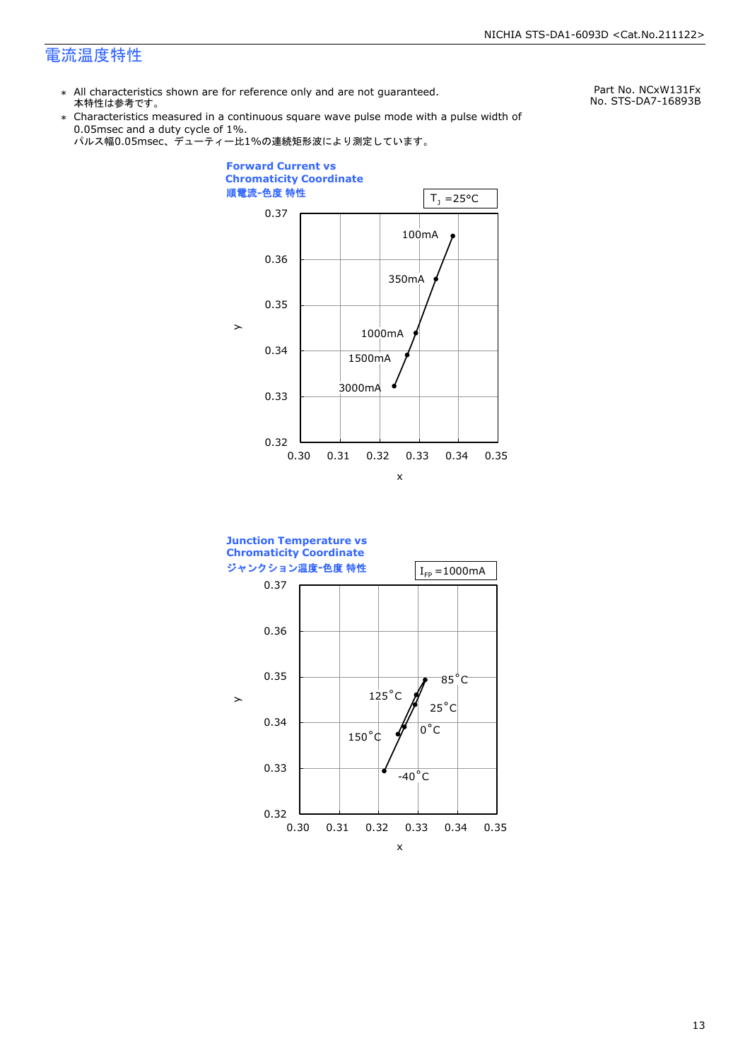# 電流温度特性

Part No. NCxW131Fx
No. STS-DA7-16893B

- ＊ All characteristics shown are for reference only and are not guaranteed.
  本特性は参考です。
- ＊ Characteristics measured in a continuous square wave pulse mode with a pulse width of 0.05msec and a duty cycle of 1%.
  パルス幅0.05msec、デューティー比1%の連続矩形波により測定しています。

**Forward Current vs Chromaticity Coordinate**
**順電流-色度 特性**

$T_J$ =25°C

**Junction Temperature vs Chromaticity Coordinate**
**ジャンクション温度-色度 特性**

$I_{FP}$ =1000mA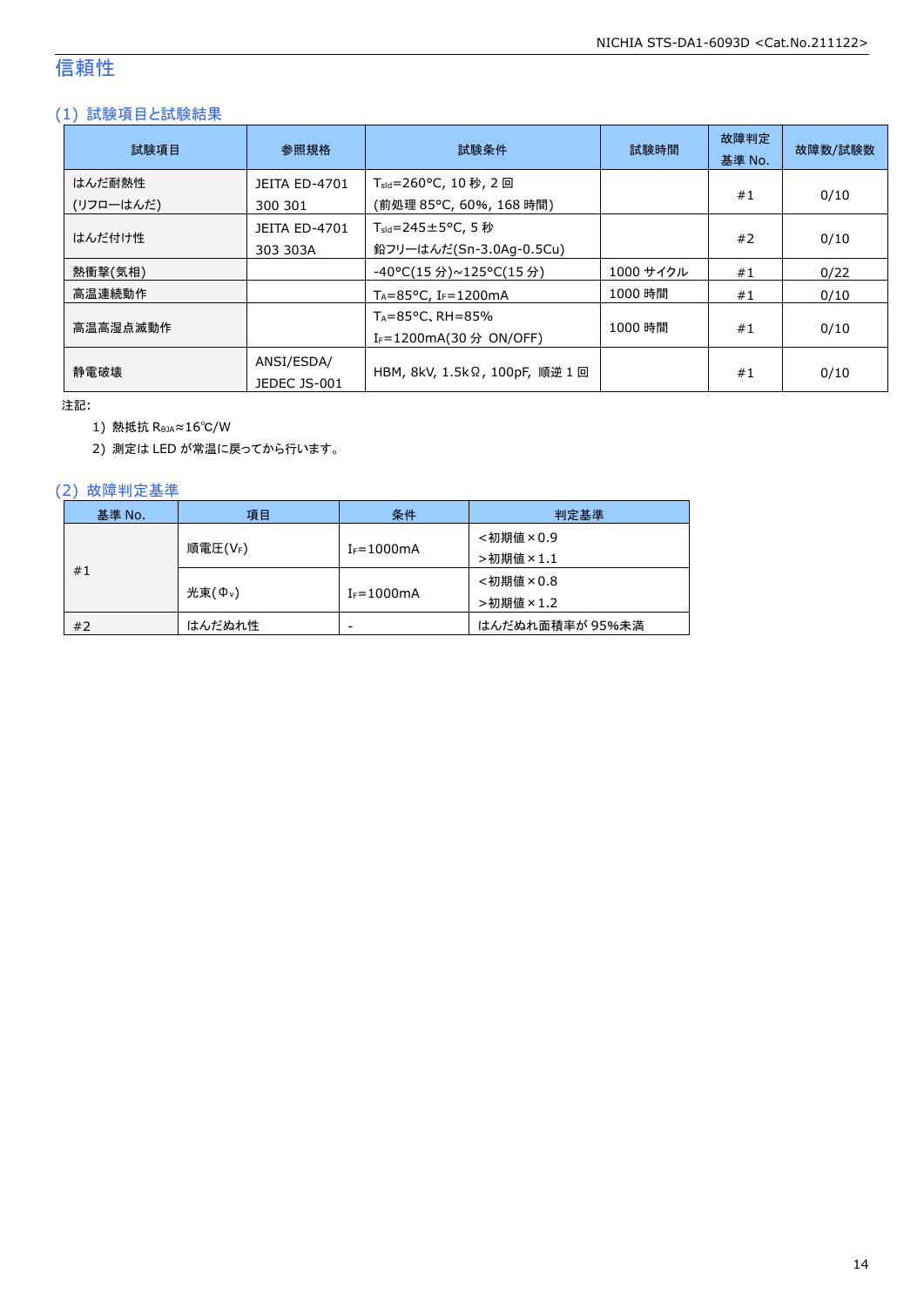# 信頼性

## (1) 試験項目と試験結果

| 試験項目 | 参照規格 | 試験条件 | 試験時間 | 故障判定基準 No. | 故障数/試験数 |
|---|---|---|---|---|---|
| はんだ耐熱性(リフローはんだ) | JEITA ED-4701 300 301 | $T_{sld}$=260°C, 10 秒, 2 回(前処理 85°C, 60%, 168 時間) | | #1 | 0/10 |
| はんだ付け性 | JEITA ED-4701 303 303A | $T_{sld}$=245±5°C, 5 秒鉛フリーはんだ(Sn-3.0Ag-0.5Cu) | | #2 | 0/10 |
| 熱衝撃(気相) | | -40°C(15 分)~125°C(15 分) | 1000 サイクル | #1 | 0/22 |
| 高温連続動作 | | $T_A$=85°C, $I_F$=1200mA | 1000 時間 | #1 | 0/10 |
| 高温高湿点滅動作 | | $T_A$=85°C、RH=85% $I_F$=1200mA(30 分 ON/OFF) | 1000 時間 | #1 | 0/10 |
| 静電破壊 | ANSI/ESDA/JEDEC JS-001 | HBM, 8kV, 1.5kΩ, 100pF, 順逆 1 回 | | #1 | 0/10 |

注記:

1) 熱抵抗 $R_{θJA}$≈16℃/W
2) 測定は LED が常温に戻ってから行います。

## (2) 故障判定基準

| 基準 No. | 項目 | 条件 | 判定基準 |
|---|---|---|---|
| #1 | 順電圧($V_F$) | $I_F$=1000mA | <初期値×0.9 >初期値×1.1 |
| | 光束($Φ_v$) | $I_F$=1000mA | <初期値×0.8 >初期値×1.2 |
| #2 | はんだぬれ性 | - | はんだぬれ面積率が 95%未満 |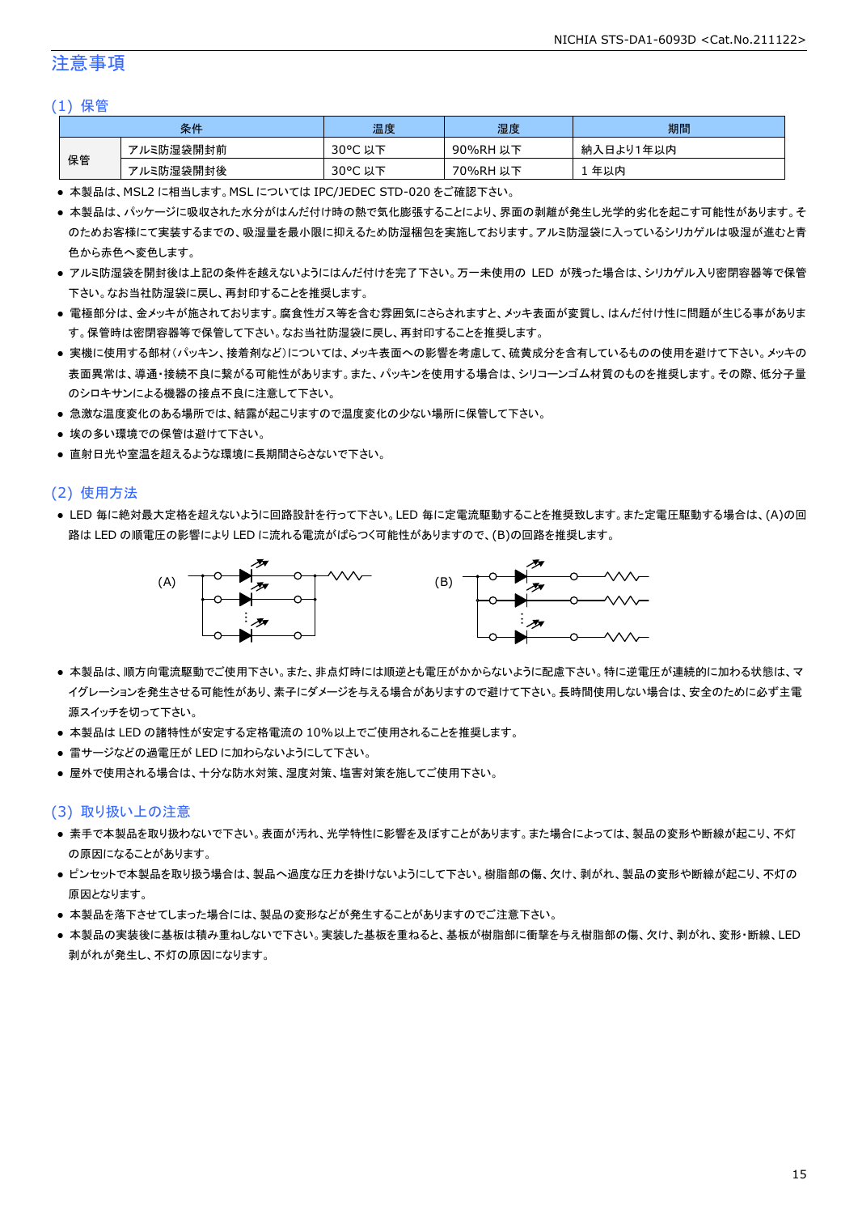## 注意事項

### (1) 保管

| 条件 | | 温度 | 湿度 | 期間 |
|---|---|---|---|---|
| 保管 | アルミ防湿袋開封前 | 30°C 以下 | 90%RH 以下 | 納入日より1年以内 |
| | アルミ防湿袋開封後 | 30°C 以下 | 70%RH 以下 | 1 年以内 |

- 本製品は、MSL2 に相当します。MSL については IPC/JEDEC STD-020 をご確認下さい。
- 本製品は、パッケージに吸収された水分がはんだ付け時の熱で気化膨張することにより、界面の剥離が発生し光学的劣化を起こす可能性があります。そのためお客様にて実装するまでの、吸湿量を最小限に抑えるため防湿梱包を実施しております。アルミ防湿袋に入っているシリカゲルは吸湿が進むと青色から赤色へ変色します。
- アルミ防湿袋を開封後は上記の条件を越えないようにはんだ付けを完了下さい。万一未使用の LED が残った場合は、シリカゲル入り密閉容器等で保管下さい。なお当社防湿袋に戻し、再封印することを推奨します。
- 電極部分は、金メッキが施されております。腐食性ガス等を含む雰囲気にさらされますと、メッキ表面が変質し、はんだ付け性に問題が生じる事があります。保管時は密閉容器等で保管して下さい。なお当社防湿袋に戻し、再封印することを推奨します。
- 実機に使用する部材(パッキン、接着剤など)については、メッキ表面への影響を考慮して、硫黄成分を含有しているものの使用を避けて下さい。メッキの表面異常は、導通・接続不良に繋がる可能性があります。また、パッキンを使用する場合は、シリコーンゴム材質のものを推奨します。その際、低分子量のシロキサンによる機器の接点不良に注意して下さい。
- 急激な温度変化のある場所では、結露が起こりますので温度変化の少ない場所に保管して下さい。
- 埃の多い環境での保管は避けて下さい。
- 直射日光や室温を超えるような環境に長期間さらさないで下さい。

### (2) 使用方法

- LED 毎に絶対最大定格を超えないように回路設計を行って下さい。LED 毎に定電流駆動することを推奨致します。また定電圧駆動する場合は、(A)の回路は LED の順電圧の影響により LED に流れる電流がばらつく可能性がありますので、(B)の回路を推奨します。

(A) (B)

- 本製品は、順方向電流駆動でご使用下さい。また、非点灯時には順逆とも電圧がかからないように配慮下さい。特に逆電圧が連続的に加わる状態は、マイグレーションを発生させる可能性があり、素子にダメージを与える場合がありますので避けて下さい。長時間使用しない場合は、安全のために必ず主電源スイッチを切って下さい。
- 本製品は LED の諸特性が安定する定格電流の 10%以上でご使用されることを推奨します。
- 雷サージなどの過電圧が LED に加わらないようにして下さい。
- 屋外で使用される場合は、十分な防水対策、湿度対策、塩害対策を施してご使用下さい。

### (3) 取り扱い上の注意

- 素手で本製品を取り扱わないで下さい。表面が汚れ、光学特性に影響を及ぼすことがあります。また場合によっては、製品の変形や断線が起こり、不灯の原因になることがあります。
- ピンセットで本製品を取り扱う場合は、製品へ過度な圧力を掛けないようにして下さい。樹脂部の傷、欠け、剥がれ、製品の変形や断線が起こり、不灯の原因となります。
- 本製品を落下させてしまった場合には、製品の変形などが発生することがありますのでご注意下さい。
- 本製品の実装後に基板は積み重ねしないで下さい。実装した基板を重ねると、基板が樹脂部に衝撃を与え樹脂部の傷、欠け、剥がれ、変形・断線、LED 剥がれが発生し、不灯の原因になります。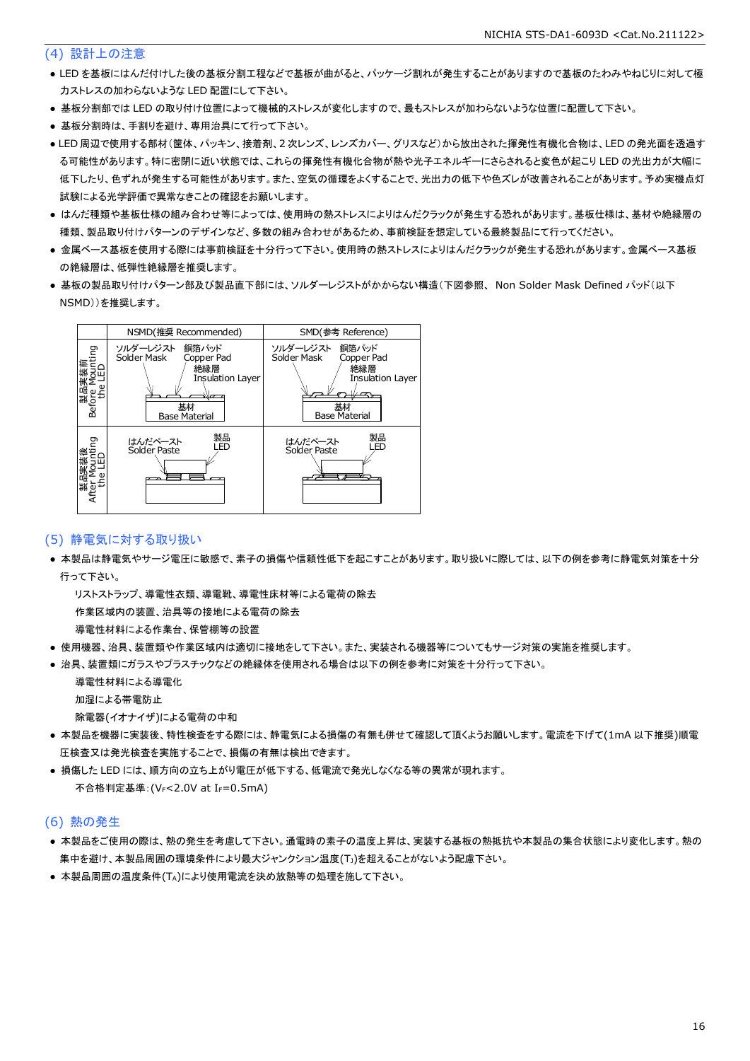## (4) 設計上の注意

- LED を基板にはんだ付けした後の基板分割工程などで基板が曲がると、パッケージ割れが発生することがありますので基板のたわみやねじりに対して極力ストレスの加わらないような LED 配置にして下さい。
- 基板分割部では LED の取り付け位置によって機械的ストレスが変化しますので、最もストレスが加わらないような位置に配置して下さい。
- 基板分割時は、手割りを避け、専用治具にて行って下さい。
- LED 周辺で使用する部材（筐体、パッキン、接着剤、2 次レンズ、レンズカバー、グリスなど）から放出された揮発性有機化合物は、LED の発光面を透過する可能性があります。特に密閉に近い状態では、これらの揮発性有機化合物が熱や光子エネルギーにさらされると変色が起こり LED の光出力が大幅に低下したり、色ずれが発生する可能性があります。また、空気の循環をよくすることで、光出力の低下や色ズレが改善されることがあります。予め実機点灯試験による光学評価で異常なきことの確認をお願いします。
- はんだ種類や基板仕様の組み合わせ等によっては、使用時の熱ストレスによりはんだクラックが発生する恐れがあります。基板仕様は、基材や絶縁層の種類、製品取り付けパターンのデザインなど、多数の組み合わせがあるため、事前検証を想定している最終製品にて行ってください。
- 金属ベース基板を使用する際には事前検証を十分行って下さい。使用時の熱ストレスによりはんだクラックが発生する恐れがあります。金属ベース基板の絶縁層は、低弾性絶縁層を推奨します。
- 基板の製品取り付けパターン部及び製品直下部には、ソルダーレジストがかからない構造（下図参照、 Non Solder Mask Defined パッド（以下 NSMD））を推奨します。

| | NSMD(推奨 Recommended) | SMD(参考 Reference) |
|---|---|---|
| 製品実装前 Before Mounting the LED | ソルダーレジスト Solder Mask / 銅箔パッド Copper Pad / 絶縁層 Insulation Layer / 基材 Base Material | ソルダーレジスト Solder Mask / 銅箔パッド Copper Pad / 絶縁層 Insulation Layer / 基材 Base Material |
| 製品実装後 After Mounting the LED | はんだペースト Solder Paste / 製品 LED | はんだペースト Solder Paste / 製品 LED |

## (5) 静電気に対する取り扱い

- 本製品は静電気やサージ電圧に敏感で、素子の損傷や信頼性低下を起こすことがあります。取り扱いに際しては、以下の例を参考に静電気対策を十分行って下さい。

  リストストラップ、導電性衣類、導電靴、導電性床材等による電荷の除去

  作業区域内の装置、治具等の接地による電荷の除去

  導電性材料による作業台、保管棚等の設置

- 使用機器、治具、装置類や作業区域内は適切に接地をして下さい。また、実装される機器等についてもサージ対策の実施を推奨します。
- 治具、装置類にガラスやプラスチックなどの絶縁体を使用される場合は以下の例を参考に対策を十分行って下さい。

  導電性材料による導電化

  加湿による帯電防止

  除電器(イオナイザ)による電荷の中和

- 本製品を機器に実装後、特性検査をする際には、静電気による損傷の有無も併せて確認して頂くようお願いします。電流を下げて(1mA 以下推奨)順電圧検査又は発光検査を実施することで、損傷の有無は検出できます。
- 損傷した LED には、順方向の立ち上がり電圧が低下する、低電流で発光しなくなる等の異常が現れます。

  不合格判定基準：($V_F$<2.0V at $I_F$=0.5mA)

## (6) 熱の発生

- 本製品をご使用の際は、熱の発生を考慮して下さい。通電時の素子の温度上昇は、実装する基板の熱抵抗や本製品の集合状態により変化します。熱の集中を避け、本製品周囲の環境条件により最大ジャンクション温度($T_J$)を超えることがないよう配慮下さい。
- 本製品周囲の温度条件($T_A$)により使用電流を決め放熱等の処理を施して下さい。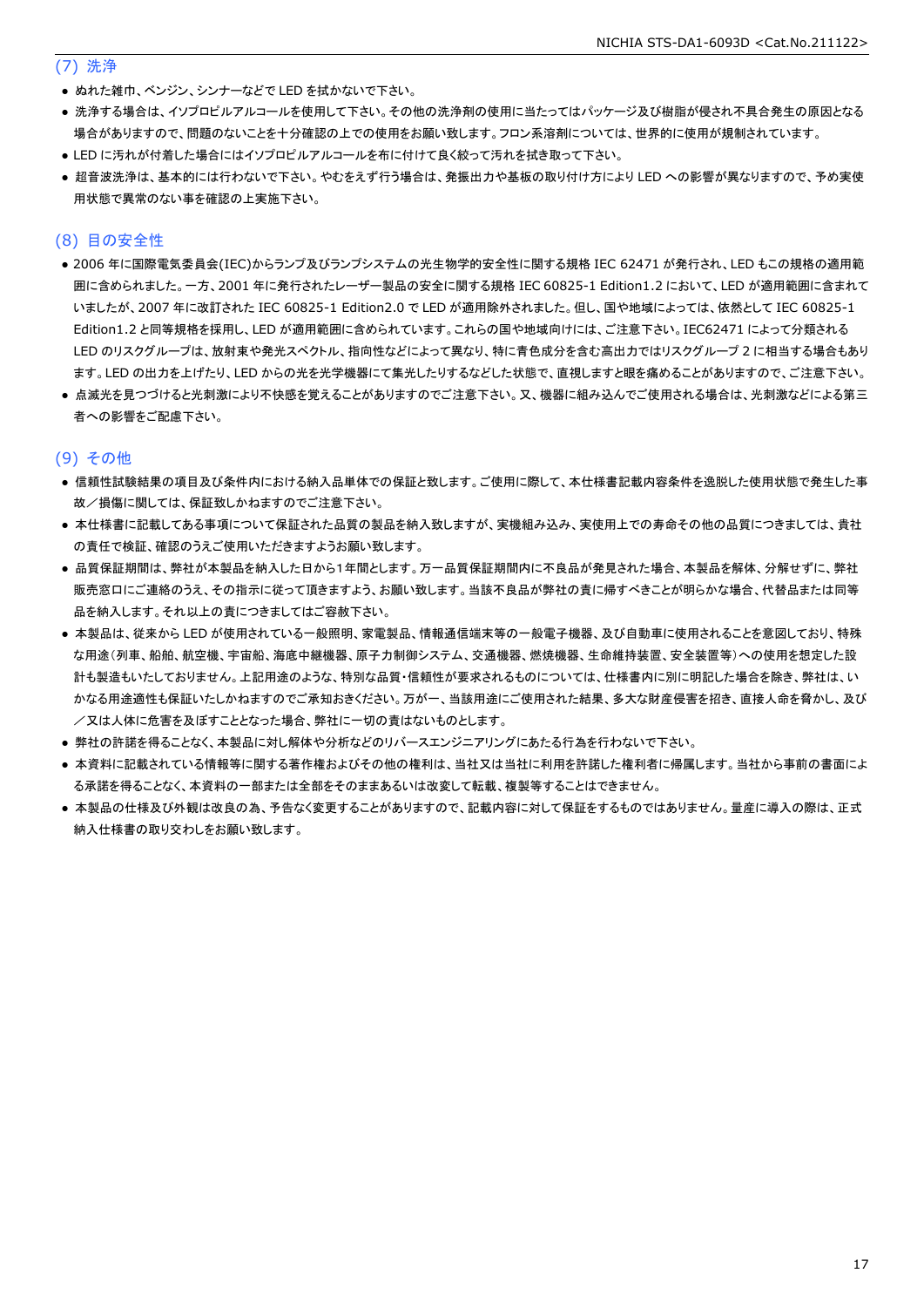## (7) 洗浄

- ぬれた雑巾、ベンジン、シンナーなどで LED を拭かないで下さい。
- 洗浄する場合は、イソプロピルアルコールを使用して下さい。その他の洗浄剤の使用に当たってはパッケージ及び樹脂が侵され不具合発生の原因となる場合がありますので、問題のないことを十分確認の上での使用をお願い致します。フロン系溶剤については、世界的に使用が規制されています。
- LED に汚れが付着した場合にはイソプロピルアルコールを布に付けて良く絞って汚れを拭き取って下さい。
- 超音波洗浄は、基本的には行わないで下さい。やむをえず行う場合は、発振出力や基板の取り付け方により LED への影響が異なりますので、予め実使用状態で異常のない事を確認の上実施下さい。

## (8) 目の安全性

- 2006 年に国際電気委員会(IEC)からランプ及びランプシステムの光生物学的安全性に関する規格 IEC 62471 が発行され、LED もこの規格の適用範囲に含められました。一方、2001 年に発行されたレーザー製品の安全に関する規格 IEC 60825-1 Edition1.2 において、LED が適用範囲に含まれていましたが、2007 年に改訂された IEC 60825-1 Edition2.0 で LED が適用除外されました。但し、国や地域によっては、依然として IEC 60825-1 Edition1.2 と同等規格を採用し、LED が適用範囲に含められています。これらの国や地域向けには、ご注意下さい。IEC62471 によって分類される LED のリスクグループは、放射束や発光スペクトル、指向性などによって異なり、特に青色成分を含む高出力ではリスクグループ 2 に相当する場合もあります。LED の出力を上げたり、LED からの光を光学機器にて集光したりするなどした状態で、直視しますと眼を痛めることがありますので、ご注意下さい。
- 点滅光を見つづけると光刺激により不快感を覚えることがありますのでご注意下さい。又、機器に組み込んでご使用される場合は、光刺激などによる第三者への影響をご配慮下さい。

## (9) その他

- 信頼性試験結果の項目及び条件内における納入品単体での保証と致します。ご使用に際して、本仕様書記載内容条件を逸脱した使用状態で発生した事故／損傷に関しては、保証致しかねますのでご注意下さい。
- 本仕様書に記載してある事項について保証された品質の製品を納入致しますが、実機組み込み、実使用上での寿命その他の品質につきましては、貴社の責任で検証、確認のうえご使用いただきますようお願い致します。
- 品質保証期間は、弊社が本製品を納入した日から1年間とします。万一品質保証期間内に不良品が発見された場合、本製品を解体、分解せずに、弊社販売窓口にご連絡のうえ、その指示に従って頂きますよう、お願い致します。当該不良品が弊社の責に帰すべきことが明らかな場合、代替品または同等品を納入します。それ以上の責につきましてはご容赦下さい。
- 本製品は、従来から LED が使用されている一般照明、家電製品、情報通信端末等の一般電子機器、及び自動車に使用されることを意図しており、特殊な用途（列車、船舶、航空機、宇宙船、海底中継機器、原子力制御システム、交通機器、燃焼機器、生命維持装置、安全装置等）への使用を想定した設計も製造もいたしておりません。上記用途のような、特別な品質･信頼性が要求されるものについては、仕様書内に別に明記した場合を除き、弊社は、いかなる用途適性も保証いたしかねますのでご承知おきください。万が一、当該用途にご使用された結果、多大な財産侵害を招き、直接人命を脅かし、及び／又は人体に危害を及ぼすこととなった場合、弊社に一切の責はないものとします。
- 弊社の許諾を得ることなく、本製品に対し解体や分析などのリバースエンジニアリングにあたる行為を行わないで下さい。
- 本資料に記載されている情報等に関する著作権およびその他の権利は、当社又は当社に利用を許諾した権利者に帰属します。当社から事前の書面による承諾を得ることなく、本資料の一部または全部をそのままあるいは改変して転載、複製等することはできません。
- 本製品の仕様及び外観は改良の為、予告なく変更することがありますので、記載内容に対して保証をするものではありません。量産に導入の際は、正式納入仕様書の取り交わしをお願い致します。